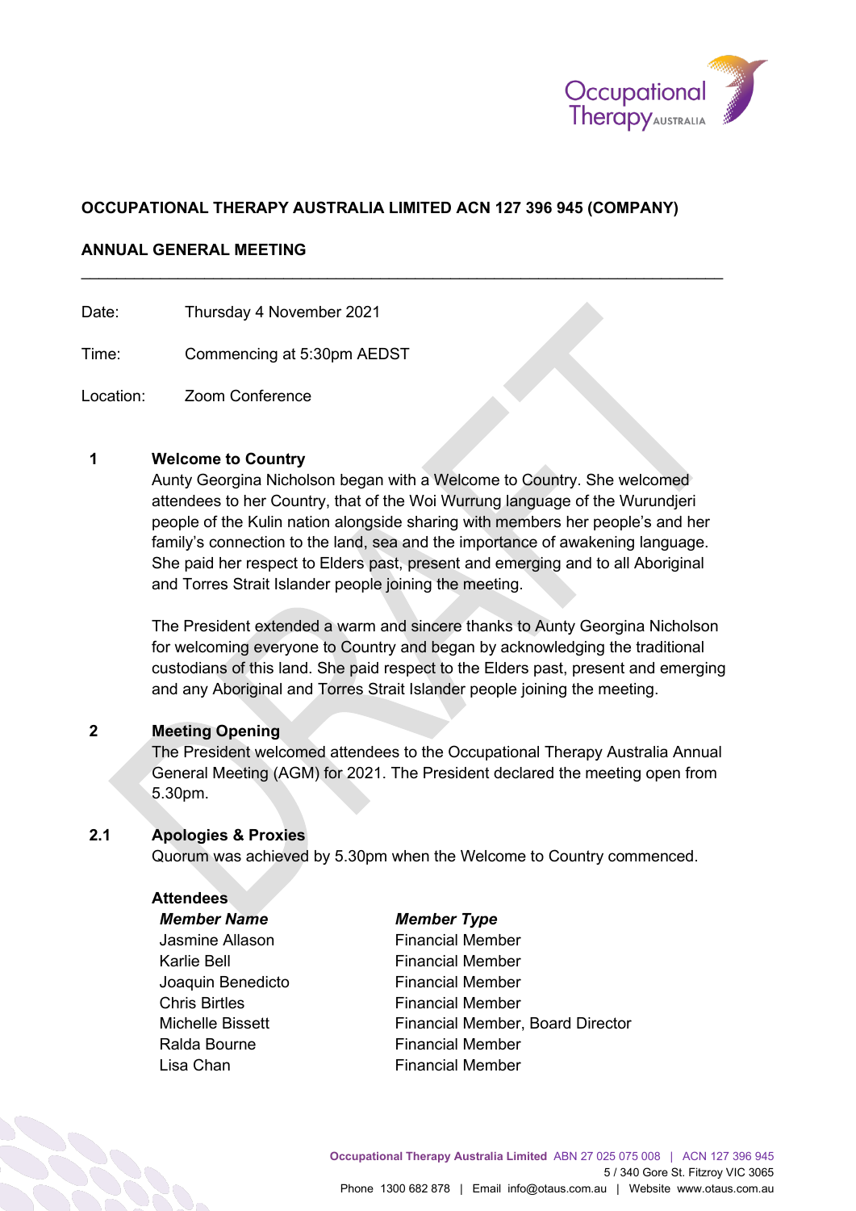**OCCUPATIONAL THERAPY AUSTRALIA LIMITED ACN 127 396 945 (COMPANY)**

**ANNUAL GENERAL MEETING**

---

Date: Thursday 4 November 2021

Time: Commencing at 5:30pm AEDST

Location: Zoom Conference

## 1 Welcome to Country

Aunty Georgina Nicholson began with a Welcome to Country. She welcomed attendees to her Country, that of the Woi Wurrung language of the Wurundjeri people of the Kulin nation alongside sharing with members her people's and her family's connection to the land, sea and the importance of awakening language. She paid her respect to Elders past, present and emerging and to all Aboriginal and Torres Strait Islander people joining the meeting.

The President extended a warm and sincere thanks to Aunty Georgina Nicholson for welcoming everyone to Country and began by acknowledging the traditional custodians of this land. She paid respect to the Elders past, present and emerging and any Aboriginal and Torres Strait Islander people joining the meeting.

## 2 Meeting Opening

The President welcomed attendees to the Occupational Therapy Australia Annual General Meeting (AGM) for 2021. The President declared the meeting open from 5.30pm.

### 2.1 Apologies & Proxies

Quorum was achieved by 5.30pm when the Welcome to Country commenced.

**Attendees**

| ***Member Name*** | ***Member Type*** |
|---|---|
| Jasmine Allason | Financial Member |
| Karlie Bell | Financial Member |
| Joaquin Benedicto | Financial Member |
| Chris Birtles | Financial Member |
| Michelle Bissett | Financial Member, Board Director |
| Ralda Bourne | Financial Member |
| Lisa Chan | Financial Member |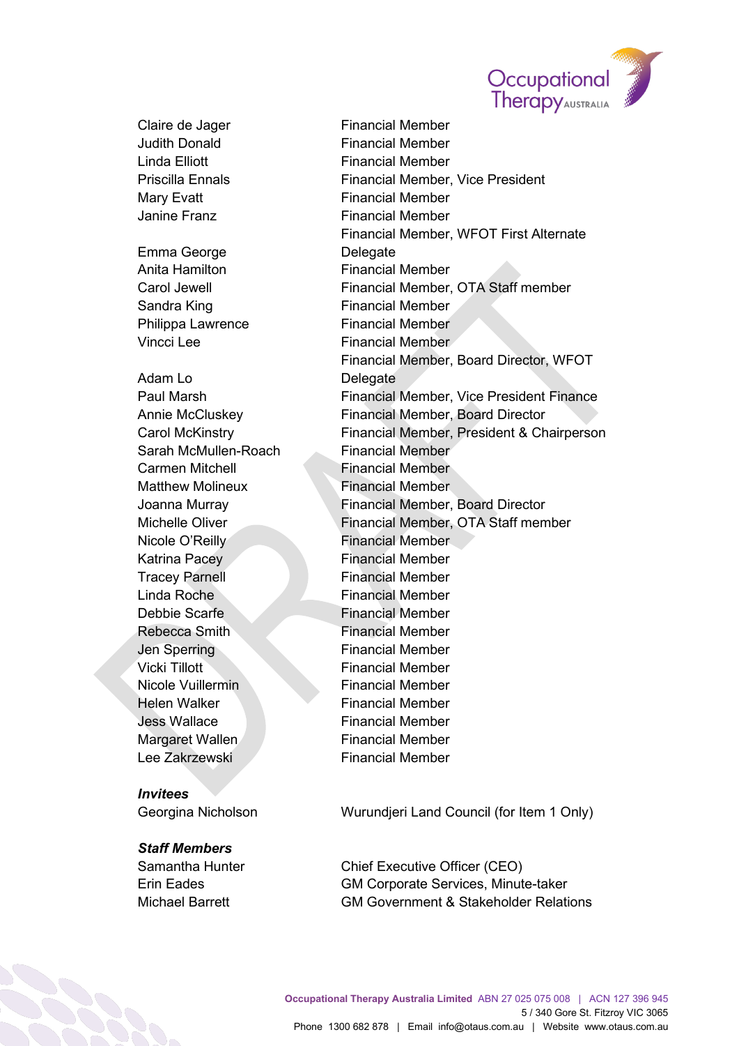| | |
|---|---|
| Claire de Jager | Financial Member |
| Judith Donald | Financial Member |
| Linda Elliott | Financial Member |
| Priscilla Ennals | Financial Member, Vice President |
| Mary Evatt | Financial Member |
| Janine Franz | Financial Member |
| Emma George | Financial Member, WFOT First Alternate Delegate |
| Anita Hamilton | Financial Member |
| Carol Jewell | Financial Member, OTA Staff member |
| Sandra King | Financial Member |
| Philippa Lawrence | Financial Member |
| Vincci Lee | Financial Member |
| Adam Lo | Financial Member, Board Director, WFOT Delegate |
| Paul Marsh | Financial Member, Vice President Finance |
| Annie McCluskey | Financial Member, Board Director |
| Carol McKinstry | Financial Member, President & Chairperson |
| Sarah McMullen-Roach | Financial Member |
| Carmen Mitchell | Financial Member |
| Matthew Molineux | Financial Member |
| Joanna Murray | Financial Member, Board Director |
| Michelle Oliver | Financial Member, OTA Staff member |
| Nicole O'Reilly | Financial Member |
| Katrina Pacey | Financial Member |
| Tracey Parnell | Financial Member |
| Linda Roche | Financial Member |
| Debbie Scarfe | Financial Member |
| Rebecca Smith | Financial Member |
| Jen Sperring | Financial Member |
| Vicki Tillott | Financial Member |
| Nicole Vuillermin | Financial Member |
| Helen Walker | Financial Member |
| Jess Wallace | Financial Member |
| Margaret Wallen | Financial Member |
| Lee Zakrzewski | Financial Member |

***Invitees***

| | |
|---|---|
| Georgina Nicholson | Wurundjeri Land Council (for Item 1 Only) |

***Staff Members***

| | |
|---|---|
| Samantha Hunter | Chief Executive Officer (CEO) |
| Erin Eades | GM Corporate Services, Minute-taker |
| Michael Barrett | GM Government & Stakeholder Relations |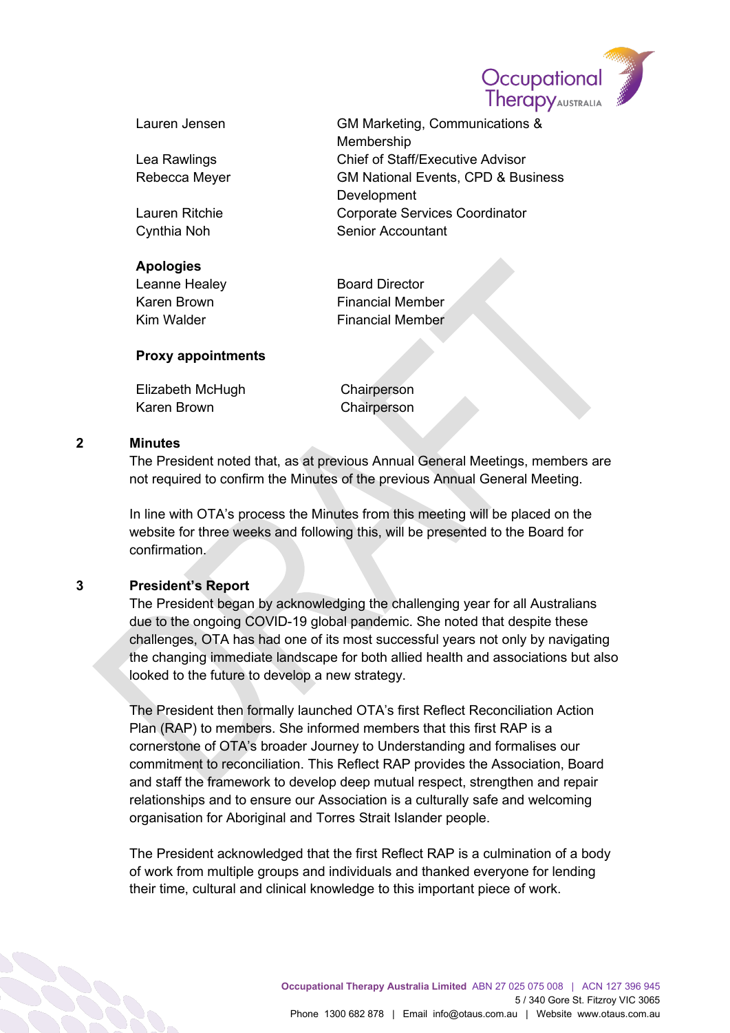| | |
|---|---|
| Lauren Jensen | GM Marketing, Communications & Membership |
| Lea Rawlings | Chief of Staff/Executive Advisor |
| Rebecca Meyer | GM National Events, CPD & Business Development |
| Lauren Ritchie | Corporate Services Coordinator |
| Cynthia Noh | Senior Accountant |

**Apologies**

| | |
|---|---|
| Leanne Healey | Board Director |
| Karen Brown | Financial Member |
| Kim Walder | Financial Member |

**Proxy appointments**

| | |
|---|---|
| Elizabeth McHugh | Chairperson |
| Karen Brown | Chairperson |

## 2 Minutes

The President noted that, as at previous Annual General Meetings, members are not required to confirm the Minutes of the previous Annual General Meeting.

In line with OTA's process the Minutes from this meeting will be placed on the website for three weeks and following this, will be presented to the Board for confirmation.

## 3 President's Report

The President began by acknowledging the challenging year for all Australians due to the ongoing COVID-19 global pandemic. She noted that despite these challenges, OTA has had one of its most successful years not only by navigating the changing immediate landscape for both allied health and associations but also looked to the future to develop a new strategy.

The President then formally launched OTA's first Reflect Reconciliation Action Plan (RAP) to members. She informed members that this first RAP is a cornerstone of OTA's broader Journey to Understanding and formalises our commitment to reconciliation. This Reflect RAP provides the Association, Board and staff the framework to develop deep mutual respect, strengthen and repair relationships and to ensure our Association is a culturally safe and welcoming organisation for Aboriginal and Torres Strait Islander people.

The President acknowledged that the first Reflect RAP is a culmination of a body of work from multiple groups and individuals and thanked everyone for lending their time, cultural and clinical knowledge to this important piece of work.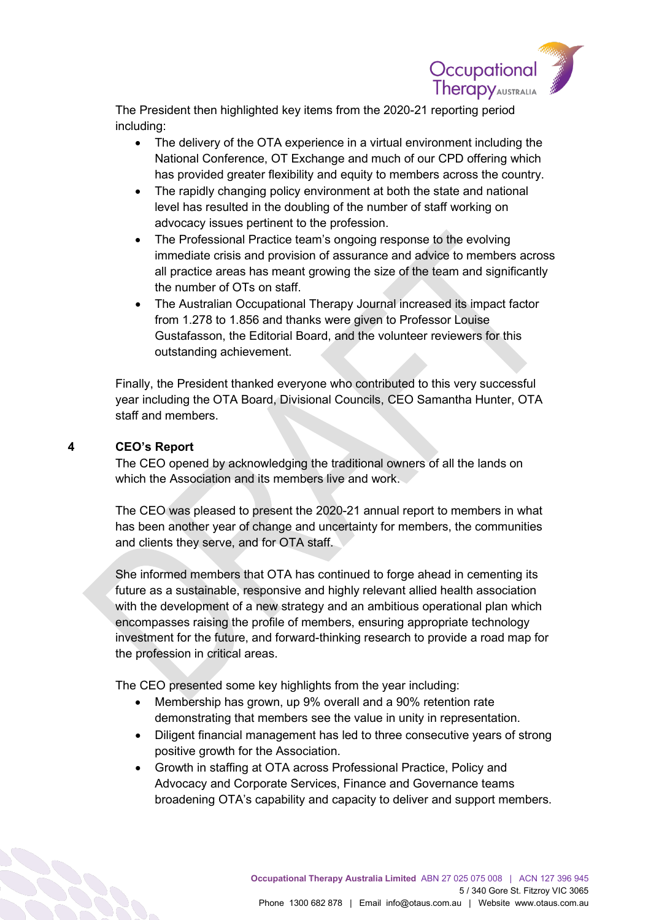The President then highlighted key items from the 2020-21 reporting period including:

- The delivery of the OTA experience in a virtual environment including the National Conference, OT Exchange and much of our CPD offering which has provided greater flexibility and equity to members across the country.
- The rapidly changing policy environment at both the state and national level has resulted in the doubling of the number of staff working on advocacy issues pertinent to the profession.
- The Professional Practice team's ongoing response to the evolving immediate crisis and provision of assurance and advice to members across all practice areas has meant growing the size of the team and significantly the number of OTs on staff.
- The Australian Occupational Therapy Journal increased its impact factor from 1.278 to 1.856 and thanks were given to Professor Louise Gustafasson, the Editorial Board, and the volunteer reviewers for this outstanding achievement.

Finally, the President thanked everyone who contributed to this very successful year including the OTA Board, Divisional Councils, CEO Samantha Hunter, OTA staff and members.

## 4 CEO's Report

The CEO opened by acknowledging the traditional owners of all the lands on which the Association and its members live and work.

The CEO was pleased to present the 2020-21 annual report to members in what has been another year of change and uncertainty for members, the communities and clients they serve, and for OTA staff.

She informed members that OTA has continued to forge ahead in cementing its future as a sustainable, responsive and highly relevant allied health association with the development of a new strategy and an ambitious operational plan which encompasses raising the profile of members, ensuring appropriate technology investment for the future, and forward-thinking research to provide a road map for the profession in critical areas.

The CEO presented some key highlights from the year including:

- Membership has grown, up 9% overall and a 90% retention rate demonstrating that members see the value in unity in representation.
- Diligent financial management has led to three consecutive years of strong positive growth for the Association.
- Growth in staffing at OTA across Professional Practice, Policy and Advocacy and Corporate Services, Finance and Governance teams broadening OTA's capability and capacity to deliver and support members.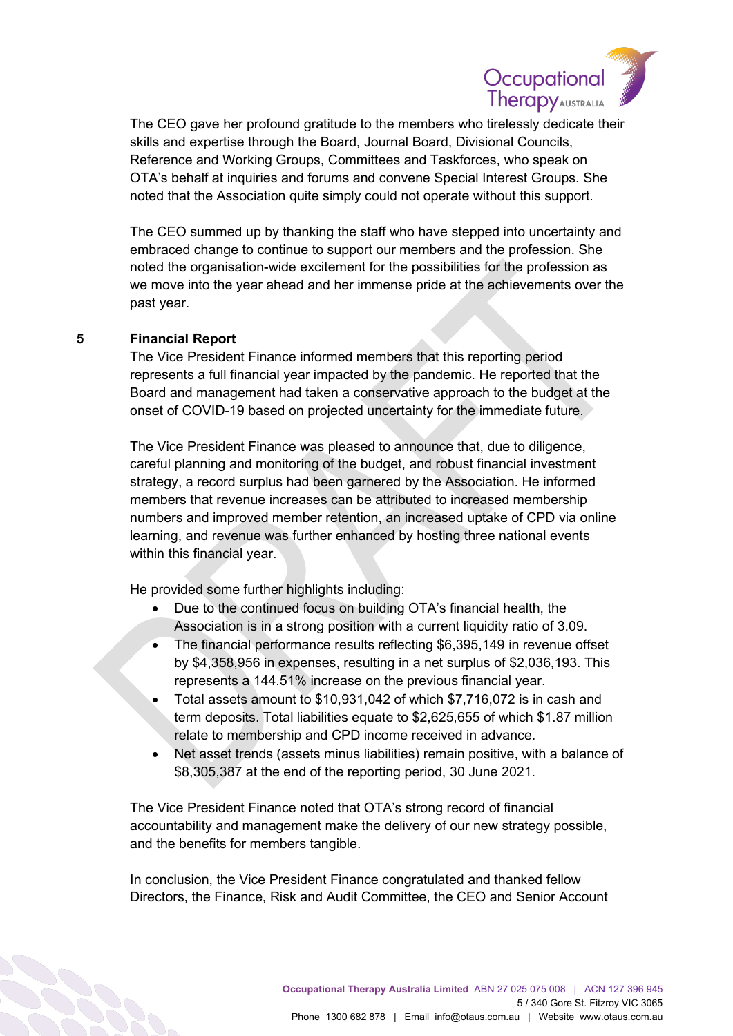The CEO gave her profound gratitude to the members who tirelessly dedicate their skills and expertise through the Board, Journal Board, Divisional Councils, Reference and Working Groups, Committees and Taskforces, who speak on OTA's behalf at inquiries and forums and convene Special Interest Groups. She noted that the Association quite simply could not operate without this support.

The CEO summed up by thanking the staff who have stepped into uncertainty and embraced change to continue to support our members and the profession. She noted the organisation-wide excitement for the possibilities for the profession as we move into the year ahead and her immense pride at the achievements over the past year.

## 5 Financial Report

The Vice President Finance informed members that this reporting period represents a full financial year impacted by the pandemic. He reported that the Board and management had taken a conservative approach to the budget at the onset of COVID-19 based on projected uncertainty for the immediate future.

The Vice President Finance was pleased to announce that, due to diligence, careful planning and monitoring of the budget, and robust financial investment strategy, a record surplus had been garnered by the Association. He informed members that revenue increases can be attributed to increased membership numbers and improved member retention, an increased uptake of CPD via online learning, and revenue was further enhanced by hosting three national events within this financial year.

He provided some further highlights including:

- Due to the continued focus on building OTA's financial health, the Association is in a strong position with a current liquidity ratio of 3.09.
- The financial performance results reflecting $6,395,149 in revenue offset by $4,358,956 in expenses, resulting in a net surplus of $2,036,193. This represents a 144.51% increase on the previous financial year.
- Total assets amount to $10,931,042 of which $7,716,072 is in cash and term deposits. Total liabilities equate to $2,625,655 of which $1.87 million relate to membership and CPD income received in advance.
- Net asset trends (assets minus liabilities) remain positive, with a balance of $8,305,387 at the end of the reporting period, 30 June 2021.

The Vice President Finance noted that OTA's strong record of financial accountability and management make the delivery of our new strategy possible, and the benefits for members tangible.

In conclusion, the Vice President Finance congratulated and thanked fellow Directors, the Finance, Risk and Audit Committee, the CEO and Senior Account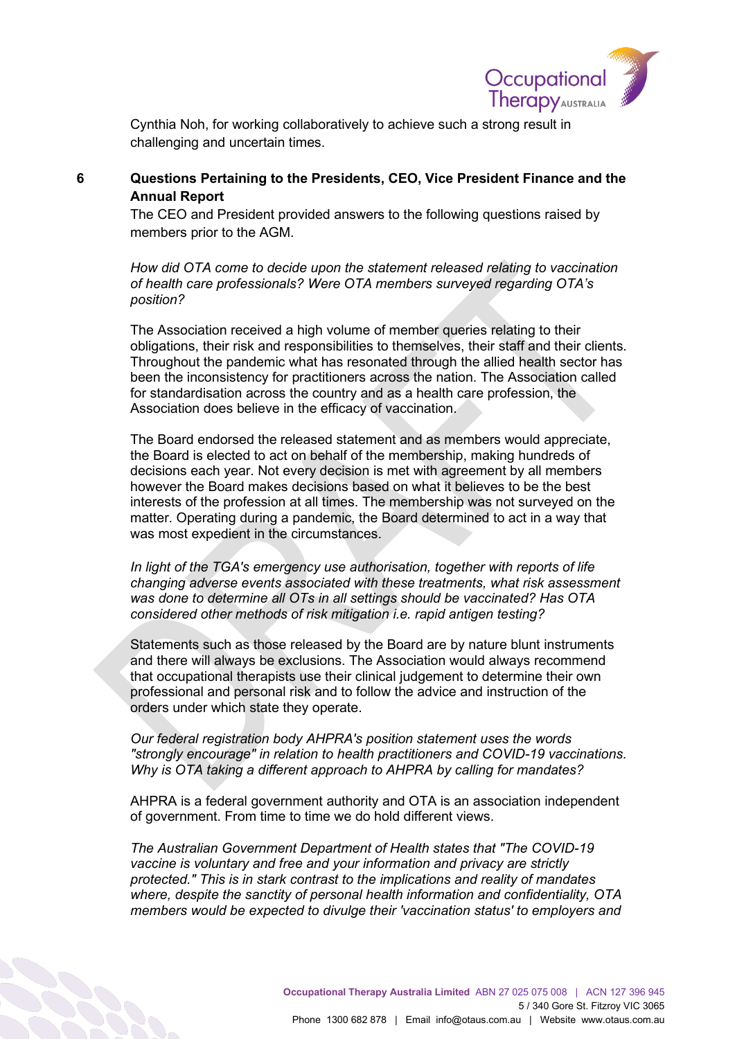Cynthia Noh, for working collaboratively to achieve such a strong result in challenging and uncertain times.

## 6 Questions Pertaining to the Presidents, CEO, Vice President Finance and the Annual Report

The CEO and President provided answers to the following questions raised by members prior to the AGM.

*How did OTA come to decide upon the statement released relating to vaccination of health care professionals? Were OTA members surveyed regarding OTA's position?*

The Association received a high volume of member queries relating to their obligations, their risk and responsibilities to themselves, their staff and their clients. Throughout the pandemic what has resonated through the allied health sector has been the inconsistency for practitioners across the nation. The Association called for standardisation across the country and as a health care profession, the Association does believe in the efficacy of vaccination.

The Board endorsed the released statement and as members would appreciate, the Board is elected to act on behalf of the membership, making hundreds of decisions each year. Not every decision is met with agreement by all members however the Board makes decisions based on what it believes to be the best interests of the profession at all times. The membership was not surveyed on the matter. Operating during a pandemic, the Board determined to act in a way that was most expedient in the circumstances.

*In light of the TGA's emergency use authorisation, together with reports of life changing adverse events associated with these treatments, what risk assessment was done to determine all OTs in all settings should be vaccinated? Has OTA considered other methods of risk mitigation i.e. rapid antigen testing?*

Statements such as those released by the Board are by nature blunt instruments and there will always be exclusions. The Association would always recommend that occupational therapists use their clinical judgement to determine their own professional and personal risk and to follow the advice and instruction of the orders under which state they operate.

*Our federal registration body AHPRA's position statement uses the words "strongly encourage" in relation to health practitioners and COVID-19 vaccinations. Why is OTA taking a different approach to AHPRA by calling for mandates?*

AHPRA is a federal government authority and OTA is an association independent of government. From time to time we do hold different views.

*The Australian Government Department of Health states that "The COVID-19 vaccine is voluntary and free and your information and privacy are strictly protected." This is in stark contrast to the implications and reality of mandates where, despite the sanctity of personal health information and confidentiality, OTA members would be expected to divulge their 'vaccination status' to employers and*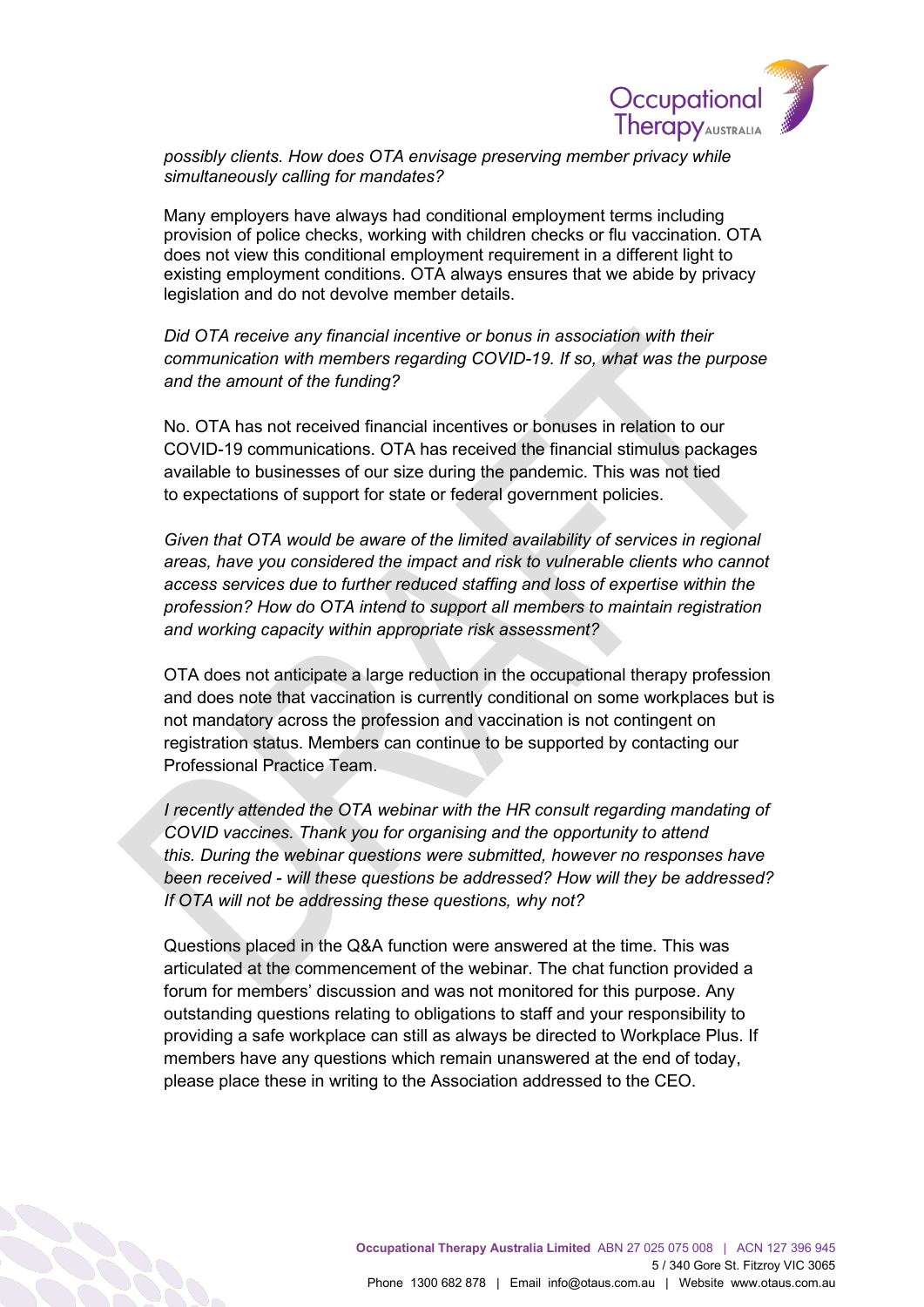*possibly clients. How does OTA envisage preserving member privacy while simultaneously calling for mandates?*

Many employers have always had conditional employment terms including provision of police checks, working with children checks or flu vaccination. OTA does not view this conditional employment requirement in a different light to existing employment conditions. OTA always ensures that we abide by privacy legislation and do not devolve member details.

*Did OTA receive any financial incentive or bonus in association with their communication with members regarding COVID-19. If so, what was the purpose and the amount of the funding?*

No. OTA has not received financial incentives or bonuses in relation to our COVID-19 communications. OTA has received the financial stimulus packages available to businesses of our size during the pandemic. This was not tied to expectations of support for state or federal government policies.

*Given that OTA would be aware of the limited availability of services in regional areas, have you considered the impact and risk to vulnerable clients who cannot access services due to further reduced staffing and loss of expertise within the profession? How do OTA intend to support all members to maintain registration and working capacity within appropriate risk assessment?*

OTA does not anticipate a large reduction in the occupational therapy profession and does note that vaccination is currently conditional on some workplaces but is not mandatory across the profession and vaccination is not contingent on registration status. Members can continue to be supported by contacting our Professional Practice Team.

*I recently attended the OTA webinar with the HR consult regarding mandating of COVID vaccines. Thank you for organising and the opportunity to attend this. During the webinar questions were submitted, however no responses have been received - will these questions be addressed? How will they be addressed? If OTA will not be addressing these questions, why not?*

Questions placed in the Q&A function were answered at the time. This was articulated at the commencement of the webinar. The chat function provided a forum for members' discussion and was not monitored for this purpose. Any outstanding questions relating to obligations to staff and your responsibility to providing a safe workplace can still as always be directed to Workplace Plus. If members have any questions which remain unanswered at the end of today, please place these in writing to the Association addressed to the CEO.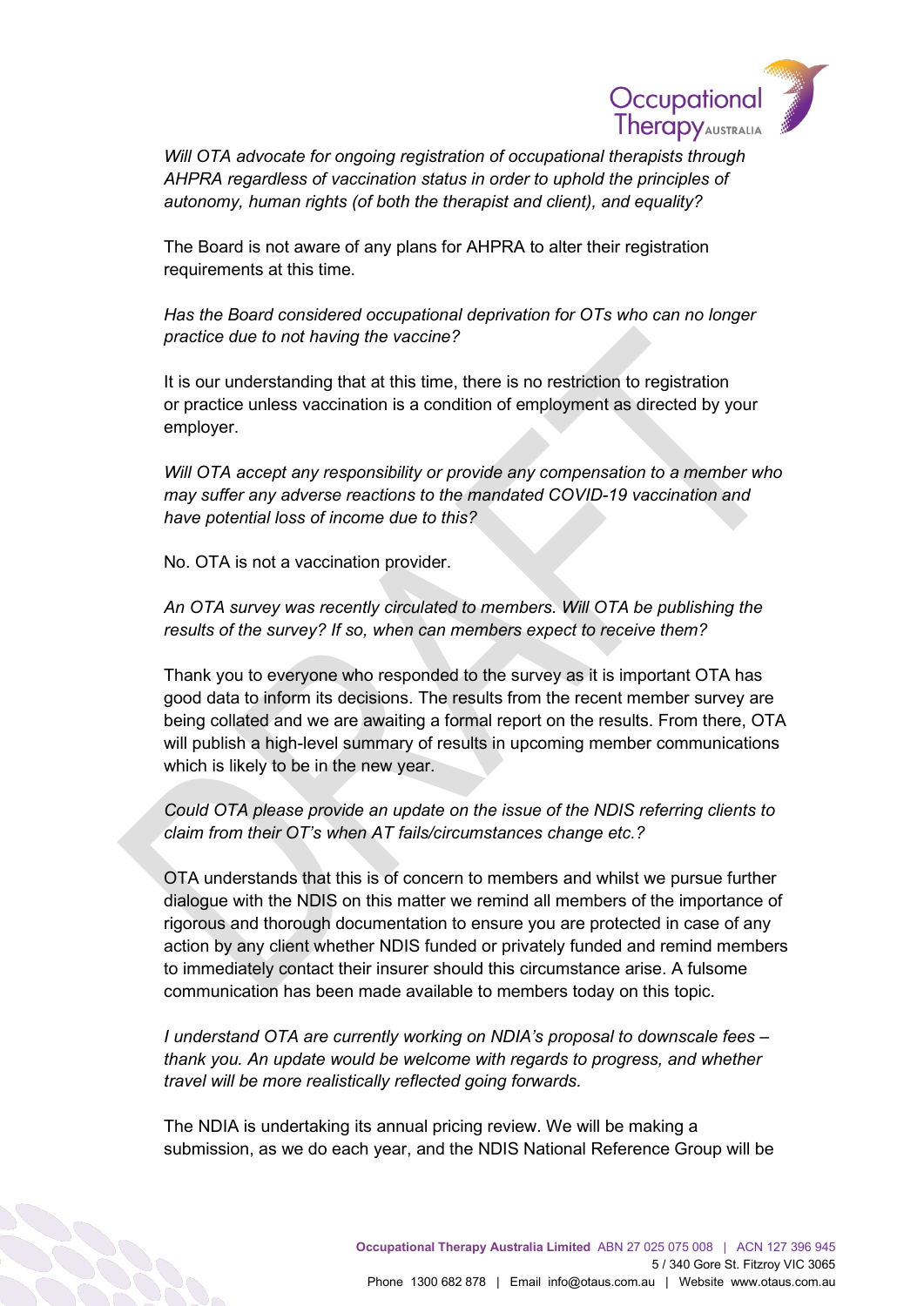*Will OTA advocate for ongoing registration of occupational therapists through AHPRA regardless of vaccination status in order to uphold the principles of autonomy, human rights (of both the therapist and client), and equality?*

The Board is not aware of any plans for AHPRA to alter their registration requirements at this time.

*Has the Board considered occupational deprivation for OTs who can no longer practice due to not having the vaccine?*

It is our understanding that at this time, there is no restriction to registration or practice unless vaccination is a condition of employment as directed by your employer.

*Will OTA accept any responsibility or provide any compensation to a member who may suffer any adverse reactions to the mandated COVID-19 vaccination and have potential loss of income due to this?*

No. OTA is not a vaccination provider.

*An OTA survey was recently circulated to members. Will OTA be publishing the results of the survey? If so, when can members expect to receive them?*

Thank you to everyone who responded to the survey as it is important OTA has good data to inform its decisions. The results from the recent member survey are being collated and we are awaiting a formal report on the results. From there, OTA will publish a high-level summary of results in upcoming member communications which is likely to be in the new year.

*Could OTA please provide an update on the issue of the NDIS referring clients to claim from their OT's when AT fails/circumstances change etc.?*

OTA understands that this is of concern to members and whilst we pursue further dialogue with the NDIS on this matter we remind all members of the importance of rigorous and thorough documentation to ensure you are protected in case of any action by any client whether NDIS funded or privately funded and remind members to immediately contact their insurer should this circumstance arise. A fulsome communication has been made available to members today on this topic.

*I understand OTA are currently working on NDIA's proposal to downscale fees – thank you. An update would be welcome with regards to progress, and whether travel will be more realistically reflected going forwards.*

The NDIA is undertaking its annual pricing review. We will be making a submission, as we do each year, and the NDIS National Reference Group will be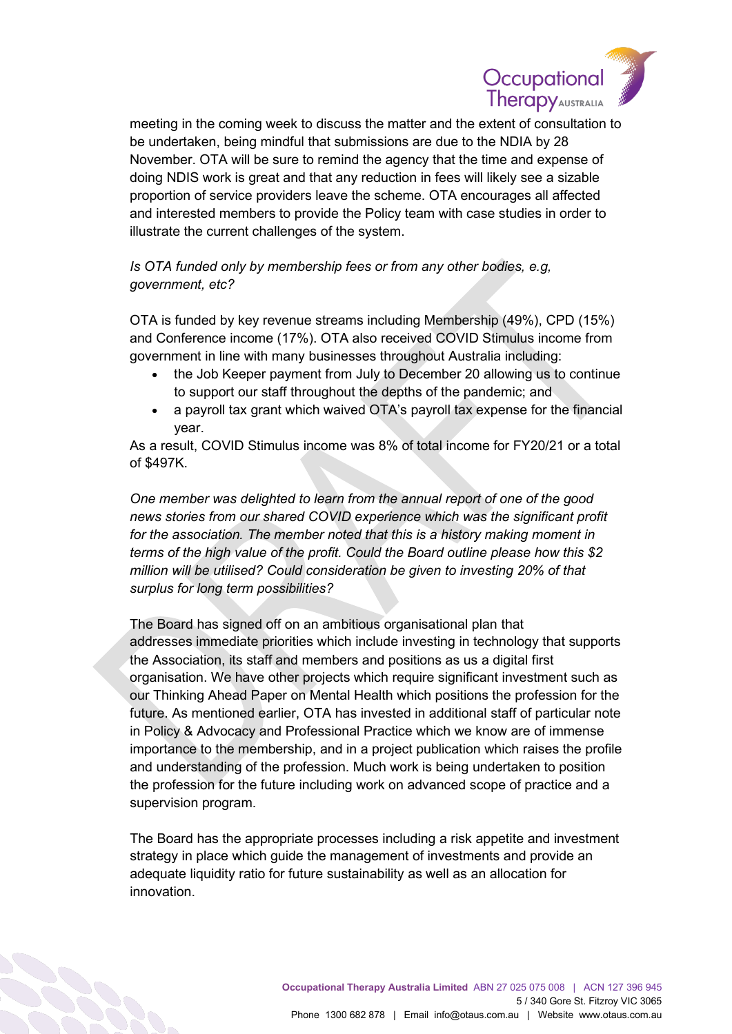meeting in the coming week to discuss the matter and the extent of consultation to be undertaken, being mindful that submissions are due to the NDIA by 28 November. OTA will be sure to remind the agency that the time and expense of doing NDIS work is great and that any reduction in fees will likely see a sizable proportion of service providers leave the scheme. OTA encourages all affected and interested members to provide the Policy team with case studies in order to illustrate the current challenges of the system.

*Is OTA funded only by membership fees or from any other bodies, e.g, government, etc?*

OTA is funded by key revenue streams including Membership (49%), CPD (15%) and Conference income (17%). OTA also received COVID Stimulus income from government in line with many businesses throughout Australia including:

- the Job Keeper payment from July to December 20 allowing us to continue to support our staff throughout the depths of the pandemic; and
- a payroll tax grant which waived OTA's payroll tax expense for the financial year.

As a result, COVID Stimulus income was 8% of total income for FY20/21 or a total of $497K.

*One member was delighted to learn from the annual report of one of the good news stories from our shared COVID experience which was the significant profit for the association. The member noted that this is a history making moment in terms of the high value of the profit. Could the Board outline please how this $2 million will be utilised? Could consideration be given to investing 20% of that surplus for long term possibilities?*

The Board has signed off on an ambitious organisational plan that addresses immediate priorities which include investing in technology that supports the Association, its staff and members and positions as us a digital first organisation. We have other projects which require significant investment such as our Thinking Ahead Paper on Mental Health which positions the profession for the future. As mentioned earlier, OTA has invested in additional staff of particular note in Policy & Advocacy and Professional Practice which we know are of immense importance to the membership, and in a project publication which raises the profile and understanding of the profession. Much work is being undertaken to position the profession for the future including work on advanced scope of practice and a supervision program.

The Board has the appropriate processes including a risk appetite and investment strategy in place which guide the management of investments and provide an adequate liquidity ratio for future sustainability as well as an allocation for innovation.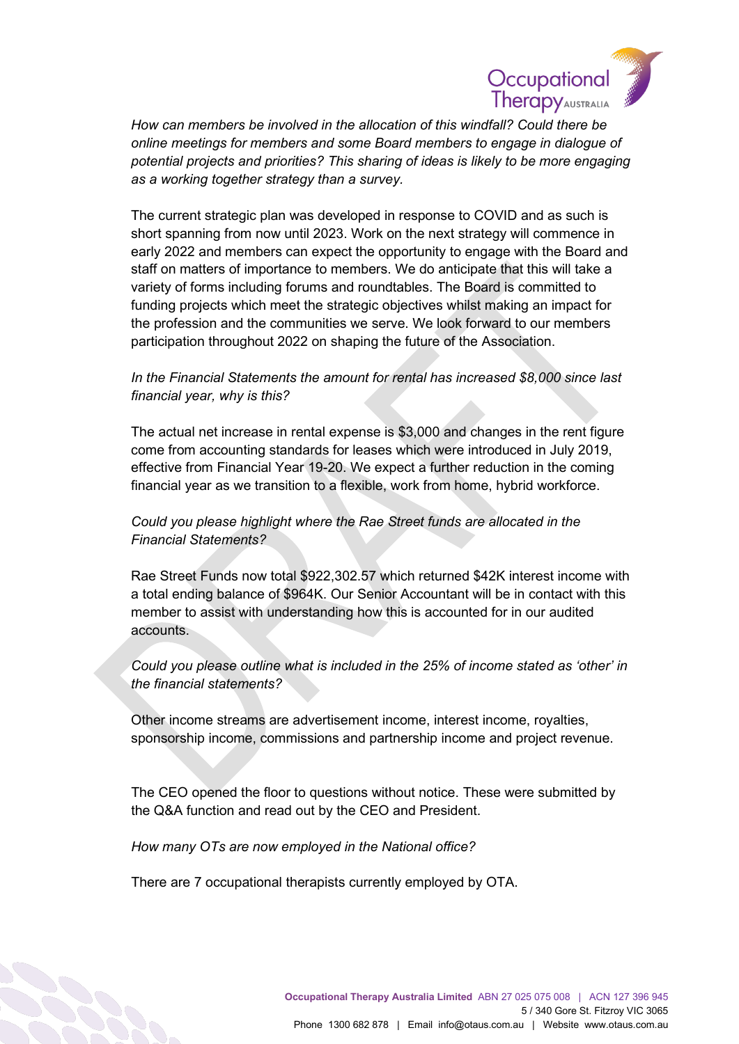*How can members be involved in the allocation of this windfall? Could there be online meetings for members and some Board members to engage in dialogue of potential projects and priorities? This sharing of ideas is likely to be more engaging as a working together strategy than a survey.*

The current strategic plan was developed in response to COVID and as such is short spanning from now until 2023. Work on the next strategy will commence in early 2022 and members can expect the opportunity to engage with the Board and staff on matters of importance to members. We do anticipate that this will take a variety of forms including forums and roundtables. The Board is committed to funding projects which meet the strategic objectives whilst making an impact for the profession and the communities we serve. We look forward to our members participation throughout 2022 on shaping the future of the Association.

*In the Financial Statements the amount for rental has increased $8,000 since last financial year, why is this?*

The actual net increase in rental expense is $3,000 and changes in the rent figure come from accounting standards for leases which were introduced in July 2019, effective from Financial Year 19-20. We expect a further reduction in the coming financial year as we transition to a flexible, work from home, hybrid workforce.

*Could you please highlight where the Rae Street funds are allocated in the Financial Statements?*

Rae Street Funds now total $922,302.57 which returned $42K interest income with a total ending balance of $964K. Our Senior Accountant will be in contact with this member to assist with understanding how this is accounted for in our audited accounts.

*Could you please outline what is included in the 25% of income stated as 'other' in the financial statements?*

Other income streams are advertisement income, interest income, royalties, sponsorship income, commissions and partnership income and project revenue.

The CEO opened the floor to questions without notice. These were submitted by the Q&A function and read out by the CEO and President.

*How many OTs are now employed in the National office?*

There are 7 occupational therapists currently employed by OTA.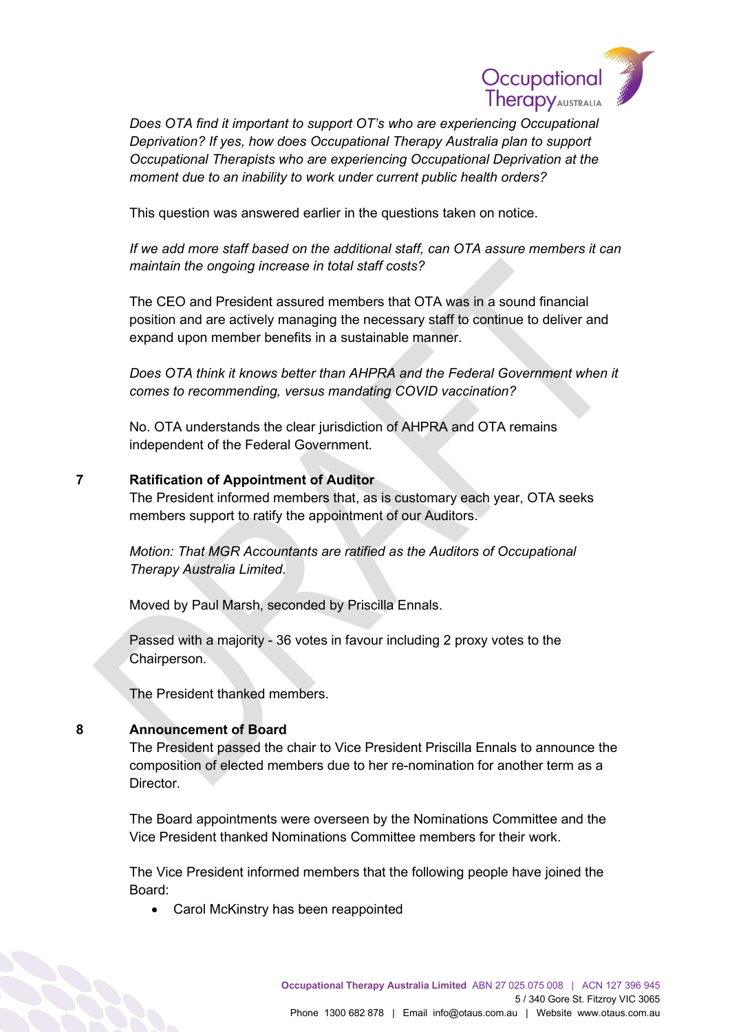*Does OTA find it important to support OT's who are experiencing Occupational Deprivation? If yes, how does Occupational Therapy Australia plan to support Occupational Therapists who are experiencing Occupational Deprivation at the moment due to an inability to work under current public health orders?*

This question was answered earlier in the questions taken on notice.

*If we add more staff based on the additional staff, can OTA assure members it can maintain the ongoing increase in total staff costs?*

The CEO and President assured members that OTA was in a sound financial position and are actively managing the necessary staff to continue to deliver and expand upon member benefits in a sustainable manner.

*Does OTA think it knows better than AHPRA and the Federal Government when it comes to recommending, versus mandating COVID vaccination?*

No. OTA understands the clear jurisdiction of AHPRA and OTA remains independent of the Federal Government.

## 7 Ratification of Appointment of Auditor

The President informed members that, as is customary each year, OTA seeks members support to ratify the appointment of our Auditors.

*Motion: That MGR Accountants are ratified as the Auditors of Occupational Therapy Australia Limited*.

Moved by Paul Marsh, seconded by Priscilla Ennals.

Passed with a majority - 36 votes in favour including 2 proxy votes to the Chairperson.

The President thanked members.

## 8 Announcement of Board

The President passed the chair to Vice President Priscilla Ennals to announce the composition of elected members due to her re-nomination for another term as a Director.

The Board appointments were overseen by the Nominations Committee and the Vice President thanked Nominations Committee members for their work.

The Vice President informed members that the following people have joined the Board:

- Carol McKinstry has been reappointed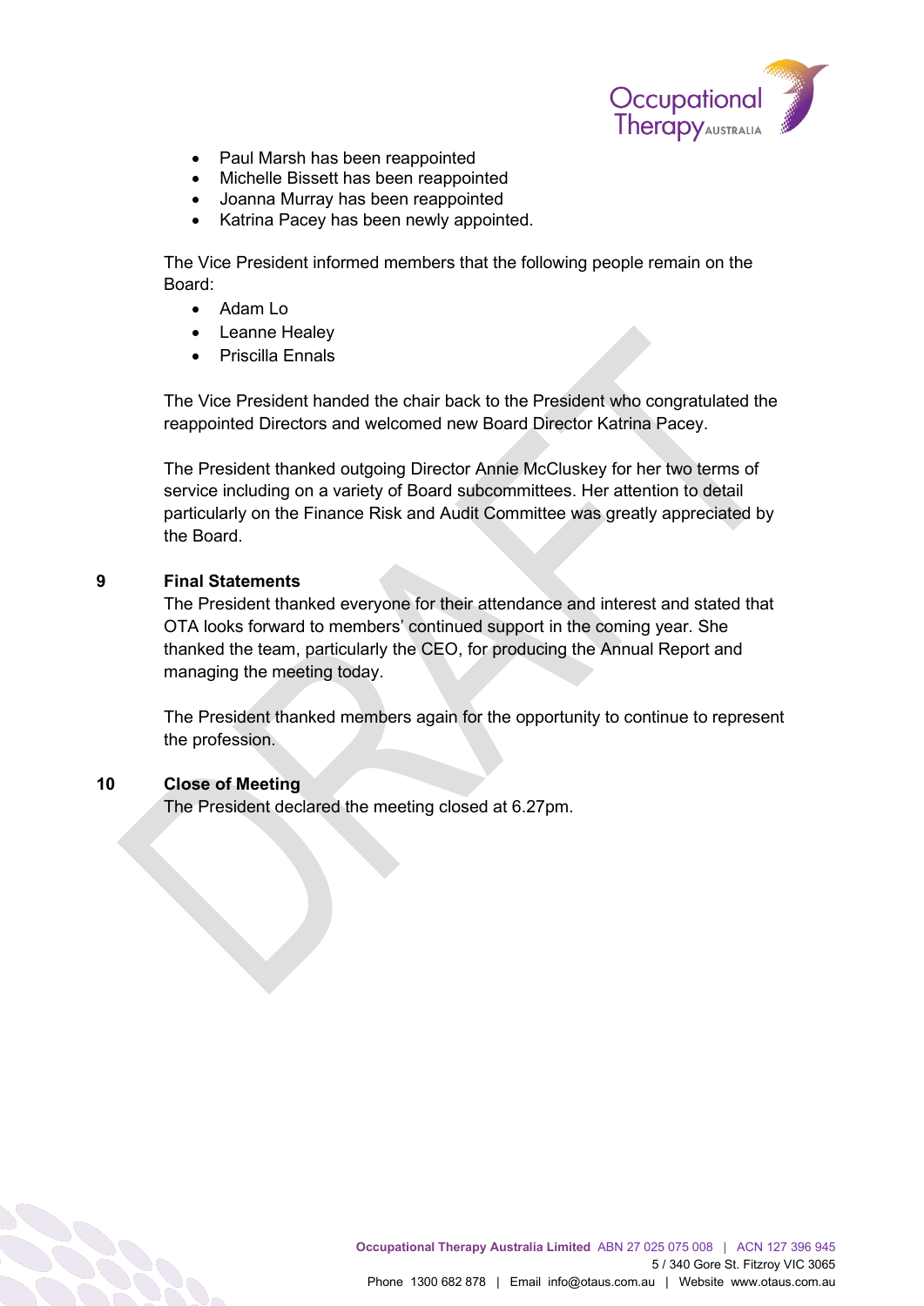- Paul Marsh has been reappointed
- Michelle Bissett has been reappointed
- Joanna Murray has been reappointed
- Katrina Pacey has been newly appointed.

The Vice President informed members that the following people remain on the Board:

- Adam Lo
- Leanne Healey
- Priscilla Ennals

The Vice President handed the chair back to the President who congratulated the reappointed Directors and welcomed new Board Director Katrina Pacey.

The President thanked outgoing Director Annie McCluskey for her two terms of service including on a variety of Board subcommittees. Her attention to detail particularly on the Finance Risk and Audit Committee was greatly appreciated by the Board.

**9 Final Statements**

The President thanked everyone for their attendance and interest and stated that OTA looks forward to members' continued support in the coming year. She thanked the team, particularly the CEO, for producing the Annual Report and managing the meeting today.

The President thanked members again for the opportunity to continue to represent the profession.

**10 Close of Meeting**

The President declared the meeting closed at 6.27pm.